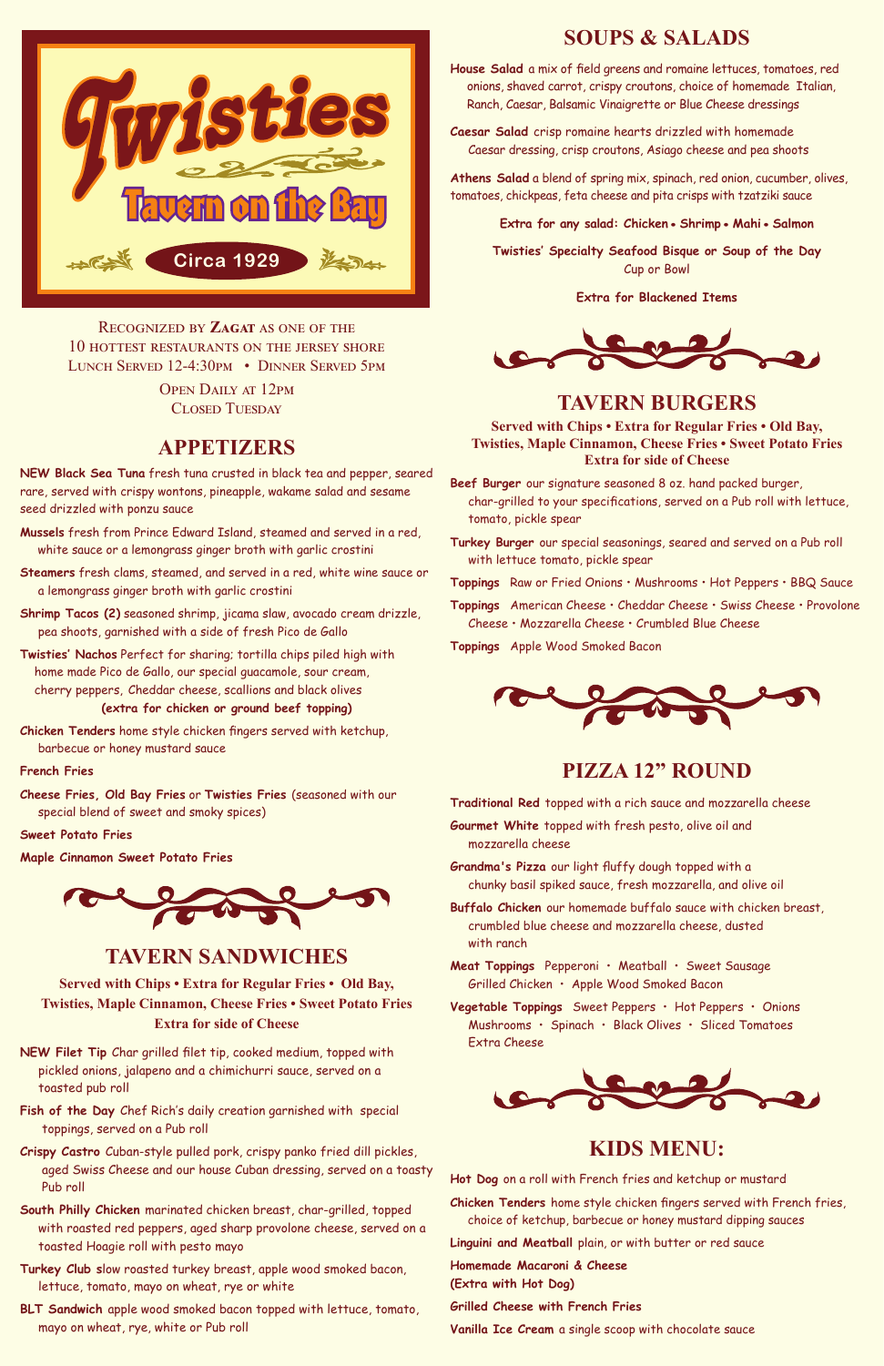# Twisties

## Tavern on the Bay

Circa 1929

Recognized by **Zagat** as one of the 10 hottest restaurants on the Jersey Shore
Lunch Served 12-4:30pm • Dinner Served 5pm

Open Daily at 12pm
Closed Tuesday

## APPETIZERS

**NEW Black Sea Tuna** fresh tuna crusted in black tea and pepper, seared rare, served with crispy wontons, pineapple, wakame salad and sesame seed drizzled with ponzu sauce

**Mussels** fresh from Prince Edward Island, steamed and served in a red, white sauce or a lemongrass ginger broth with garlic crostini

**Steamers** fresh clams, steamed, and served in a red, white wine sauce or a lemongrass ginger broth with garlic crostini

**Shrimp Tacos (2)** seasoned shrimp, jicama slaw, avocado cream drizzle, pea shoots, garnished with a side of fresh Pico de Gallo

**Twisties' Nachos** Perfect for sharing; tortilla chips piled high with home made Pico de Gallo, our special guacamole, sour cream, cherry peppers, Cheddar cheese, scallions and black olives
**(extra for chicken or ground beef topping)**

**Chicken Tenders** home style chicken fingers served with ketchup, barbecue or honey mustard sauce

**French Fries**

**Cheese Fries, Old Bay Fries** or **Twisties Fries** (seasoned with our special blend of sweet and smoky spices)

**Sweet Potato Fries**

**Maple Cinnamon Sweet Potato Fries**

## TAVERN SANDWICHES

**Served with Chips • Extra for Regular Fries • Old Bay, Twisties, Maple Cinnamon, Cheese Fries • Sweet Potato Fries**
**Extra for side of Cheese**

**NEW Filet Tip** Char grilled filet tip, cooked medium, topped with pickled onions, jalapeno and a chimichurri sauce, served on a toasted pub roll

**Fish of the Day** Chef Rich's daily creation garnished with special toppings, served on a Pub roll

**Crispy Castro** Cuban-style pulled pork, crispy panko fried dill pickles, aged Swiss Cheese and our house Cuban dressing, served on a toasty Pub roll

**South Philly Chicken** marinated chicken breast, char-grilled, topped with roasted red peppers, aged sharp provolone cheese, served on a toasted Hoagie roll with pesto mayo

**Turkey Club** slow roasted turkey breast, apple wood smoked bacon, lettuce, tomato, mayo on wheat, rye or white

**BLT Sandwich** apple wood smoked bacon topped with lettuce, tomato, mayo on wheat, rye, white or Pub roll

## SOUPS & SALADS

**House Salad** a mix of field greens and romaine lettuces, tomatoes, red onions, shaved carrot, crispy croutons, choice of homemade Italian, Ranch, Caesar, Balsamic Vinaigrette or Blue Cheese dressings

**Caesar Salad** crisp romaine hearts drizzled with homemade Caesar dressing, crisp croutons, Asiago cheese and pea shoots

**Athens Salad** a blend of spring mix, spinach, red onion, cucumber, olives, tomatoes, chickpeas, feta cheese and pita crisps with tzatziki sauce

**Extra for any salad: Chicken • Shrimp • Mahi • Salmon**

**Twisties' Specialty Seafood Bisque or Soup of the Day**
Cup or Bowl

**Extra for Blackened Items**

## TAVERN BURGERS

**Served with Chips • Extra for Regular Fries • Old Bay, Twisties, Maple Cinnamon, Cheese Fries • Sweet Potato Fries**
**Extra for side of Cheese**

**Beef Burger** our signature seasoned 8 oz. hand packed burger, char-grilled to your specifications, served on a Pub roll with lettuce, tomato, pickle spear

**Turkey Burger** our special seasonings, seared and served on a Pub roll with lettuce tomato, pickle spear

**Toppings** Raw or Fried Onions • Mushrooms • Hot Peppers • BBQ Sauce

**Toppings** American Cheese • Cheddar Cheese • Swiss Cheese • Provolone Cheese • Mozzarella Cheese • Crumbled Blue Cheese

**Toppings** Apple Wood Smoked Bacon

## PIZZA 12" ROUND

**Traditional Red** topped with a rich sauce and mozzarella cheese

**Gourmet White** topped with fresh pesto, olive oil and mozzarella cheese

**Grandma's Pizza** our light fluffy dough topped with a chunky basil spiked sauce, fresh mozzarella, and olive oil

**Buffalo Chicken** our homemade buffalo sauce with chicken breast, crumbled blue cheese and mozzarella cheese, dusted with ranch

**Meat Toppings** Pepperoni • Meatball • Sweet Sausage Grilled Chicken • Apple Wood Smoked Bacon

**Vegetable Toppings** Sweet Peppers • Hot Peppers • Onions Mushrooms • Spinach • Black Olives • Sliced Tomatoes Extra Cheese

## KIDS MENU:

**Hot Dog** on a roll with French fries and ketchup or mustard

**Chicken Tenders** home style chicken fingers served with French fries, choice of ketchup, barbecue or honey mustard dipping sauces

**Linguini and Meatball** plain, or with butter or red sauce

**Homemade Macaroni & Cheese**
**(Extra with Hot Dog)**

**Grilled Cheese with French Fries**

**Vanilla Ice Cream** a single scoop with chocolate sauce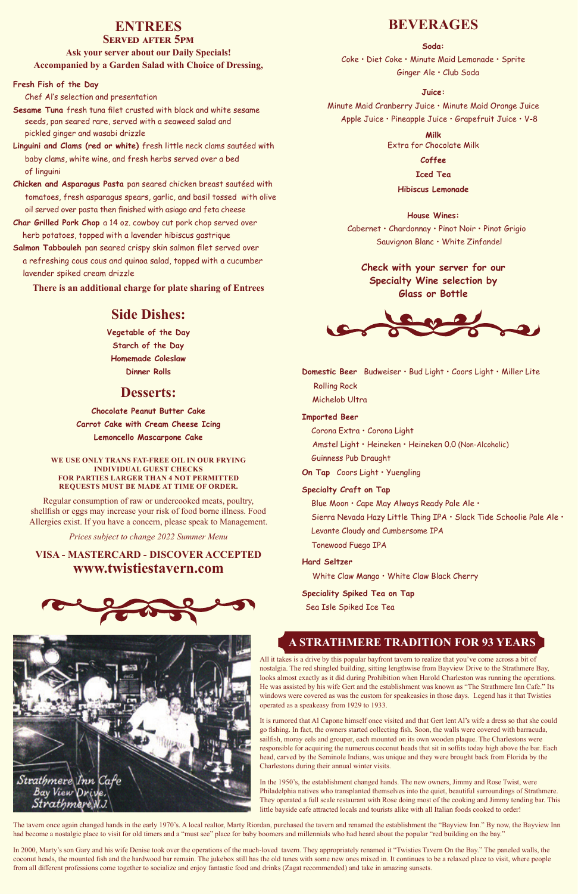# ENTREES

## Served after 5pm

**Ask your server about our Daily Specials!**
**Accompanied by a Garden Salad with Choice of Dressing,**

**Fresh Fish of the Day**
Chef Al's selection and presentation

**Sesame Tuna** fresh tuna filet crusted with black and white sesame seeds, pan seared rare, served with a seaweed salad and pickled ginger and wasabi drizzle

**Linguini and Clams (red or white)** fresh little neck clams sautéed with baby clams, white wine, and fresh herbs served over a bed of linguini

**Chicken and Asparagus Pasta** pan seared chicken breast sautéed with tomatoes, fresh asparagus spears, garlic, and basil tossed with olive oil served over pasta then finished with asiago and feta cheese

**Char Grilled Pork Chop** a 14 oz. cowboy cut pork chop served over herb potatoes, topped with a lavender hibiscus gastrique

**Salmon Tabbouleh** pan seared crispy skin salmon filet served over a refreshing cous cous and quinoa salad, topped with a cucumber lavender spiked cream drizzle

**There is an additional charge for plate sharing of Entrees**

# Side Dishes:

**Vegetable of the Day**
**Starch of the Day**
**Homemade Coleslaw**
**Dinner Rolls**

# Desserts:

**Chocolate Peanut Butter Cake**
**Carrot Cake with Cream Cheese Icing**
**Lemoncello Mascarpone Cake**

**WE USE ONLY TRANS FAT-FREE OIL IN OUR FRYING**
**INDIVIDUAL GUEST CHECKS**
**FOR PARTIES LARGER THAN 4 NOT PERMITTED**
**REQUESTS MUST BE MADE AT TIME OF ORDER.**

Regular consumption of raw or undercooked meats, poultry, shellfish or eggs may increase your risk of food borne illness. Food Allergies exist. If you have a concern, please speak to Management.

*Prices subject to change 2022 Summer Menu*

**VISA - MASTERCARD - DISCOVER ACCEPTED**
**www.twistiestavern.com**

Strathmere Inn Cafe
Bay View Drive,
Strathmere, N.J.

# BEVERAGES

**Soda:**
Coke • Diet Coke • Minute Maid Lemonade • Sprite
Ginger Ale • Club Soda

**Juice:**
Minute Maid Cranberry Juice • Minute Maid Orange Juice
Apple Juice • Pineapple Juice • Grapefruit Juice • V-8

**Milk**
Extra for Chocolate Milk

**Coffee**

**Iced Tea**

**Hibiscus Lemonade**

**House Wines:**
Cabernet • Chardonnay • Pinot Noir • Pinot Grigio
Sauvignon Blanc • White Zinfandel

**Check with your server for our Specialty Wine selection by Glass or Bottle**

**Domestic Beer** Budweiser • Bud Light • Coors Light • Miller Lite
Rolling Rock
Michelob Ultra

**Imported Beer**
Corona Extra • Corona Light
Amstel Light • Heineken • Heineken 0.0 (Non-Alcoholic)
Guinness Pub Draught

**On Tap** Coors Light • Yuengling

**Specialty Craft on Tap**
Blue Moon • Cape May Always Ready Pale Ale •
Sierra Nevada Hazy Little Thing IPA • Slack Tide Schoolie Pale Ale •
Levante Cloudy and Cumbersome IPA
Tonewood Fuego IPA

**Hard Seltzer**
White Claw Mango • White Claw Black Cherry

**Speciality Spiked Tea on Tap**
Sea Isle Spiked Ice Tea

## A STRATHMERE TRADITION FOR 93 YEARS

All it takes is a drive by this popular bayfront tavern to realize that you've come across a bit of nostalgia. The red shingled building, sitting lengthwise from Bayview Drive to the Strathmere Bay, looks almost exactly as it did during Prohibition when Harold Charleston was running the operations. He was assisted by his wife Gert and the establishment was known as "The Strathmere Inn Cafe." Its windows were covered as was the custom for speakeasies in those days. Legend has it that Twisties operated as a speakeasy from 1929 to 1933.

It is rumored that Al Capone himself once visited and that Gert lent Al's wife a dress so that she could go fishing. In fact, the owners started collecting fish. Soon, the walls were covered with barracuda, sailfish, moray eels and grouper, each mounted on its own wooden plaque. The Charlestons were responsible for acquiring the numerous coconut heads that sit in soffits today high above the bar. Each head, carved by the Seminole Indians, was unique and they were brought back from Florida by the Charlestons during their annual winter visits.

In the 1950's, the establishment changed hands. The new owners, Jimmy and Rose Twist, were Philadelphia natives who transplanted themselves into the quiet, beautiful surroundings of Strathmere. They operated a full scale restaurant with Rose doing most of the cooking and Jimmy tending bar. This little bayside cafe attracted locals and tourists alike with all Italian foods cooked to order!

The tavern once again changed hands in the early 1970's. A local realtor, Marty Riordan, purchased the tavern and renamed the establishment the "Bayview Inn." By now, the Bayview Inn had become a nostalgic place to visit for old timers and a "must see" place for baby boomers and millennials who had heard about the popular "red building on the bay."

In 2000, Marty's son Gary and his wife Denise took over the operations of the much-loved tavern. They appropriately renamed it "Twisties Tavern On the Bay." The paneled walls, the coconut heads, the mounted fish and the hardwood bar remain. The jukebox still has the old tunes with some new ones mixed in. It continues to be a relaxed place to visit, where people from all different professions come together to socialize and enjoy fantastic food and drinks (Zagat recommended) and take in amazing sunsets.